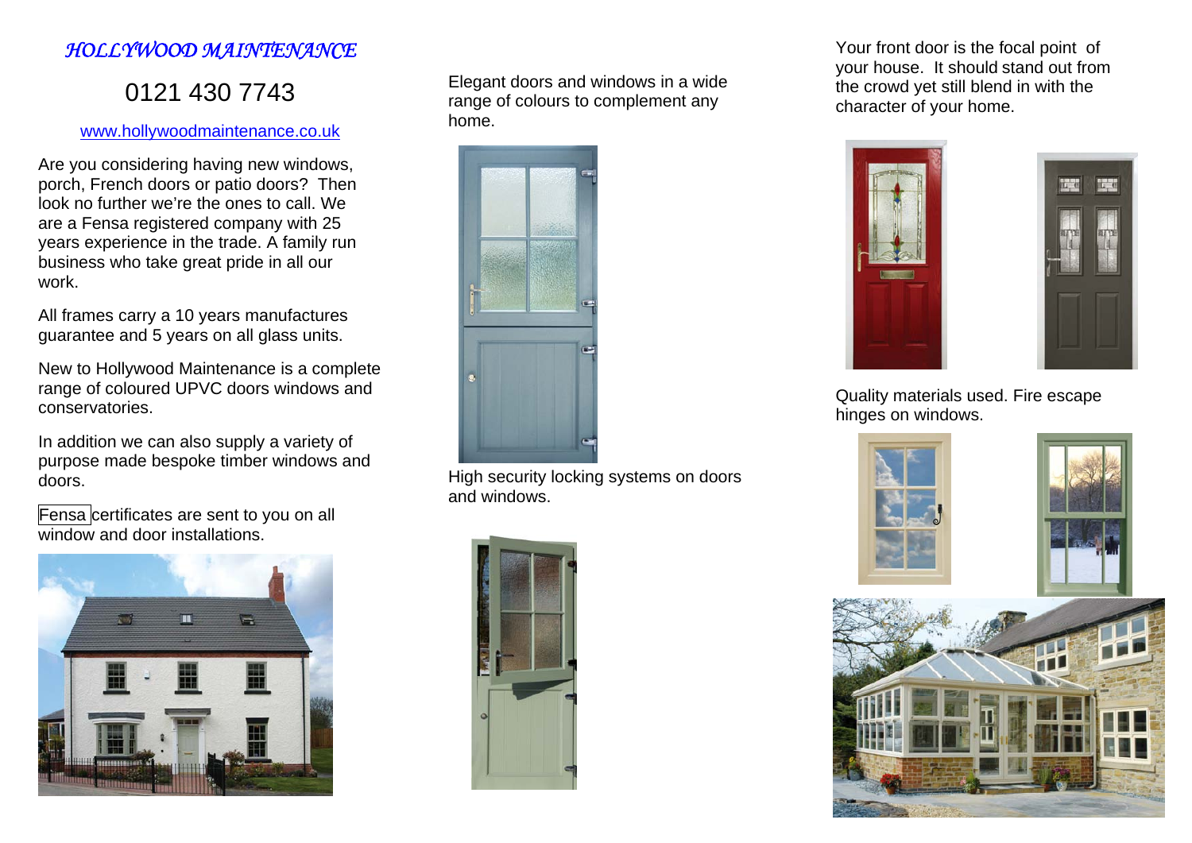# *HOLLYWOOD MAINTENANCE*

## 0121 430 7743

www.hollywoodmaintenance.co.uk

Are you considering having new windows, porch, French doors or patio doors? Then look no further we're the ones to call. We are a Fensa registered company with 25 years experience in the trade. A family run business who take great pride in all our work.

All frames carry a 10 years manufactures guarantee and 5 years on all glass units.

New to Hollywood Maintenance is a complete range of coloured UPVC doors windows and conservatories.

In addition we can also supply a variety of purpose made bespoke timber windows and doors.

Fensa certificates are sent to you on all window and door installations.

Elegant doors and windows in a wide range of colours to complement any home.

High security locking systems on doors and windows.

Your front door is the focal point of your house. It should stand out from the crowd yet still blend in with the character of your home.

Quality materials used. Fire escape hinges on windows.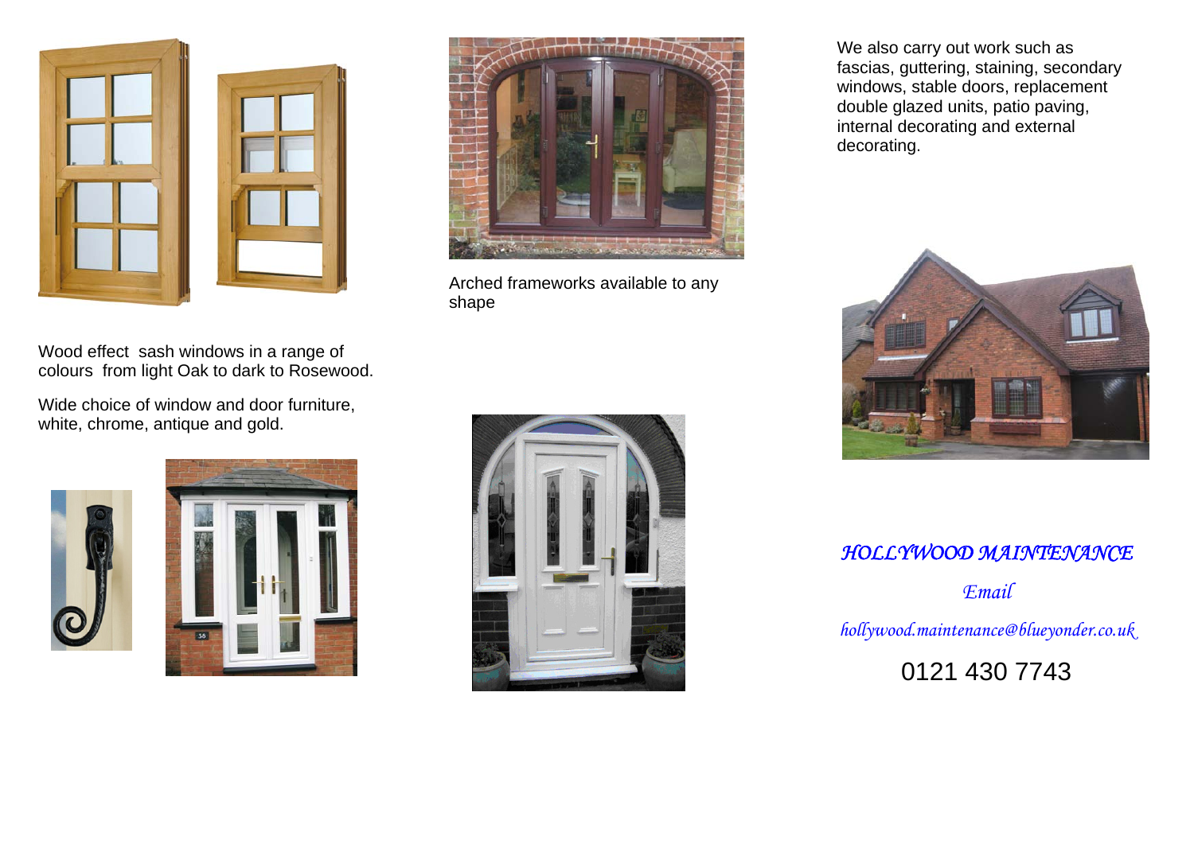Arched frameworks available to any shape

Wood effect sash windows in a range of colours from light Oak to dark to Rosewood.

Wide choice of window and door furniture, white, chrome, antique and gold.

We also carry out work such as fascias, guttering, staining, secondary windows, stable doors, replacement double glazed units, patio paving, internal decorating and external decorating.

*HOLLYWOOD MAINTENANCE*

*Email*

*hollywood.maintenance@blueyonder.co.uk*

0121 430 7743